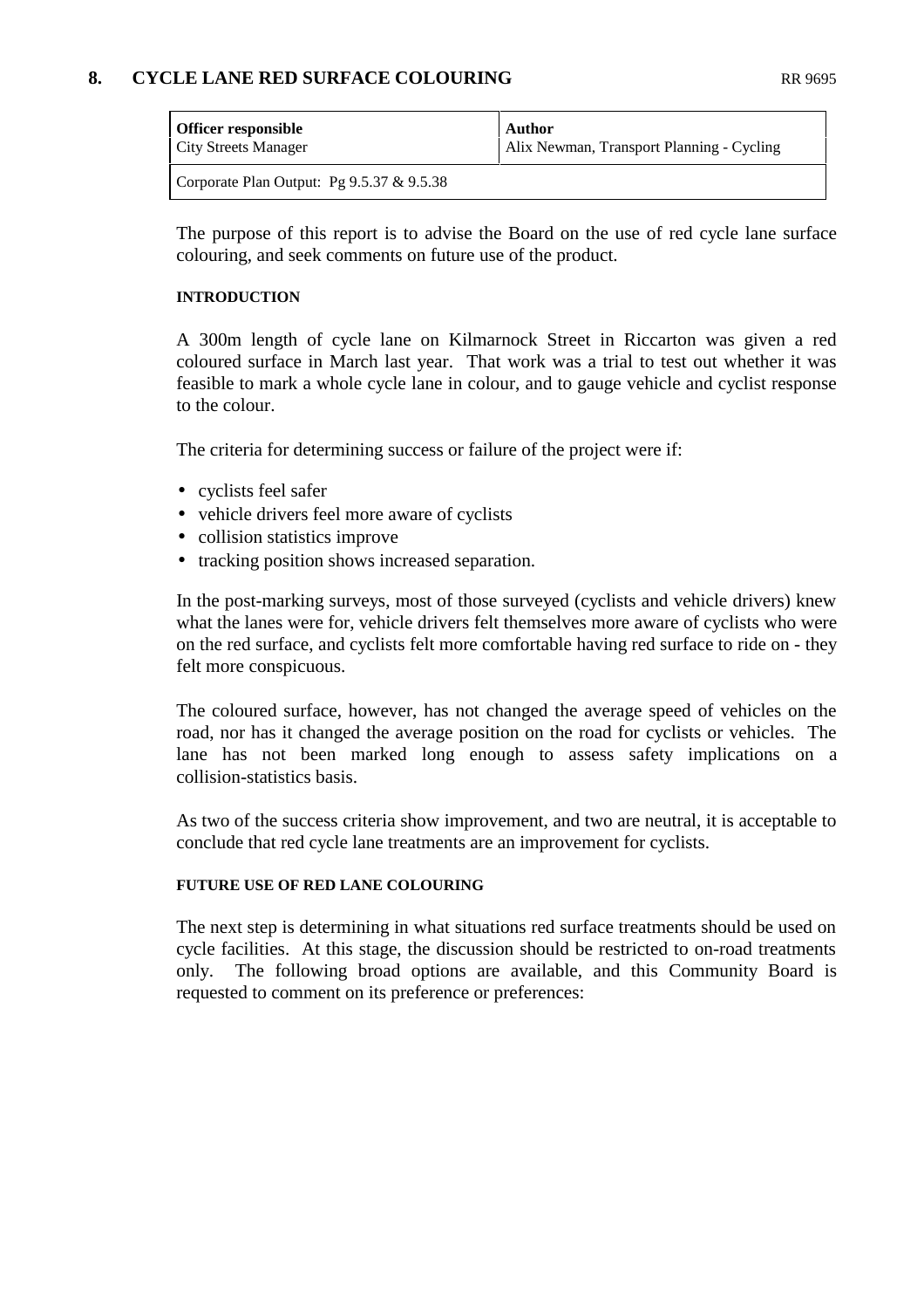# 8. CYCLE LANE RED SURFACE COLOURING

RR 9695

| **Officer responsible** | **Author** |
| --- | --- |
| City Streets Manager | Alix Newman, Transport Planning - Cycling |
| Corporate Plan Output: Pg 9.5.37 & 9.5.38 | |

The purpose of this report is to advise the Board on the use of red cycle lane surface colouring, and seek comments on future use of the product.

#### INTRODUCTION

A 300m length of cycle lane on Kilmarnock Street in Riccarton was given a red coloured surface in March last year. That work was a trial to test out whether it was feasible to mark a whole cycle lane in colour, and to gauge vehicle and cyclist response to the colour.

The criteria for determining success or failure of the project were if:

- cyclists feel safer
- vehicle drivers feel more aware of cyclists
- collision statistics improve
- tracking position shows increased separation.

In the post-marking surveys, most of those surveyed (cyclists and vehicle drivers) knew what the lanes were for, vehicle drivers felt themselves more aware of cyclists who were on the red surface, and cyclists felt more comfortable having red surface to ride on - they felt more conspicuous.

The coloured surface, however, has not changed the average speed of vehicles on the road, nor has it changed the average position on the road for cyclists or vehicles. The lane has not been marked long enough to assess safety implications on a collision-statistics basis.

As two of the success criteria show improvement, and two are neutral, it is acceptable to conclude that red cycle lane treatments are an improvement for cyclists.

#### FUTURE USE OF RED LANE COLOURING

The next step is determining in what situations red surface treatments should be used on cycle facilities. At this stage, the discussion should be restricted to on-road treatments only. The following broad options are available, and this Community Board is requested to comment on its preference or preferences: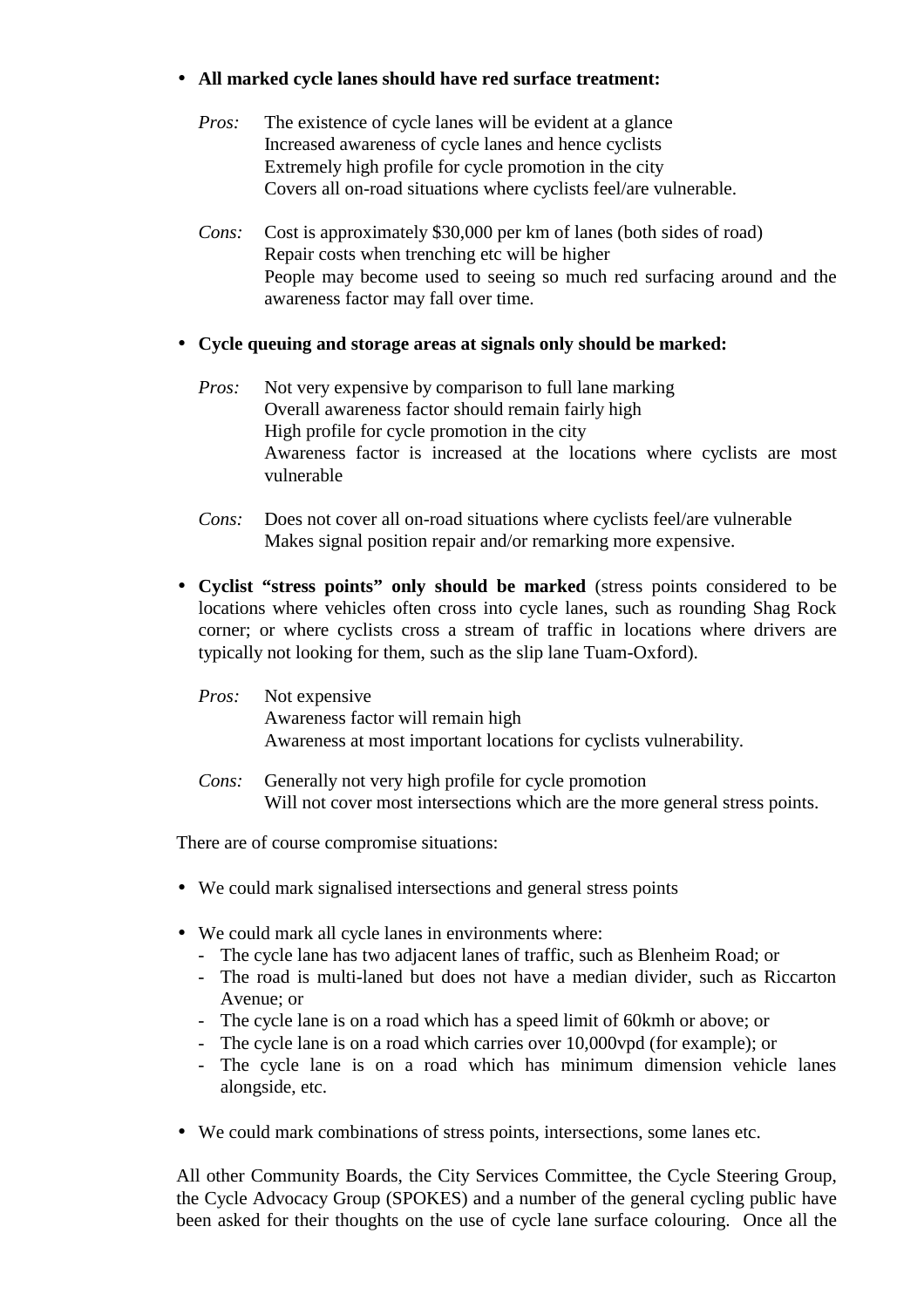- **All marked cycle lanes should have red surface treatment:**

  *Pros:* The existence of cycle lanes will be evident at a glance
  Increased awareness of cycle lanes and hence cyclists
  Extremely high profile for cycle promotion in the city
  Covers all on-road situations where cyclists feel/are vulnerable.

  *Cons:* Cost is approximately $30,000 per km of lanes (both sides of road)
  Repair costs when trenching etc will be higher
  People may become used to seeing so much red surfacing around and the awareness factor may fall over time.

- **Cycle queuing and storage areas at signals only should be marked:**

  *Pros:* Not very expensive by comparison to full lane marking
  Overall awareness factor should remain fairly high
  High profile for cycle promotion in the city
  Awareness factor is increased at the locations where cyclists are most vulnerable

  *Cons:* Does not cover all on-road situations where cyclists feel/are vulnerable
  Makes signal position repair and/or remarking more expensive.

- **Cyclist "stress points" only should be marked** (stress points considered to be locations where vehicles often cross into cycle lanes, such as rounding Shag Rock corner; or where cyclists cross a stream of traffic in locations where drivers are typically not looking for them, such as the slip lane Tuam-Oxford).

  *Pros:* Not expensive
  Awareness factor will remain high
  Awareness at most important locations for cyclists vulnerability.

  *Cons:* Generally not very high profile for cycle promotion
  Will not cover most intersections which are the more general stress points.

There are of course compromise situations:

- We could mark signalised intersections and general stress points

- We could mark all cycle lanes in environments where:
  - The cycle lane has two adjacent lanes of traffic, such as Blenheim Road; or
  - The road is multi-laned but does not have a median divider, such as Riccarton Avenue; or
  - The cycle lane is on a road which has a speed limit of 60kmh or above; or
  - The cycle lane is on a road which carries over 10,000vpd (for example); or
  - The cycle lane is on a road which has minimum dimension vehicle lanes alongside, etc.

- We could mark combinations of stress points, intersections, some lanes etc.

All other Community Boards, the City Services Committee, the Cycle Steering Group, the Cycle Advocacy Group (SPOKES) and a number of the general cycling public have been asked for their thoughts on the use of cycle lane surface colouring. Once all the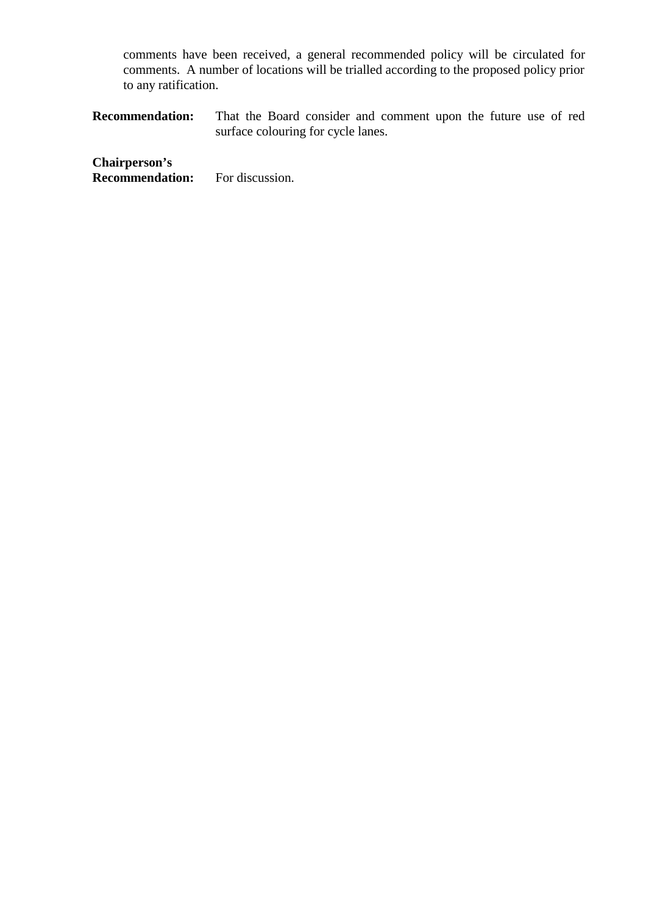comments have been received, a general recommended policy will be circulated for comments. A number of locations will be trialled according to the proposed policy prior to any ratification.

**Recommendation:** That the Board consider and comment upon the future use of red surface colouring for cycle lanes.

**Chairperson's Recommendation:** For discussion.